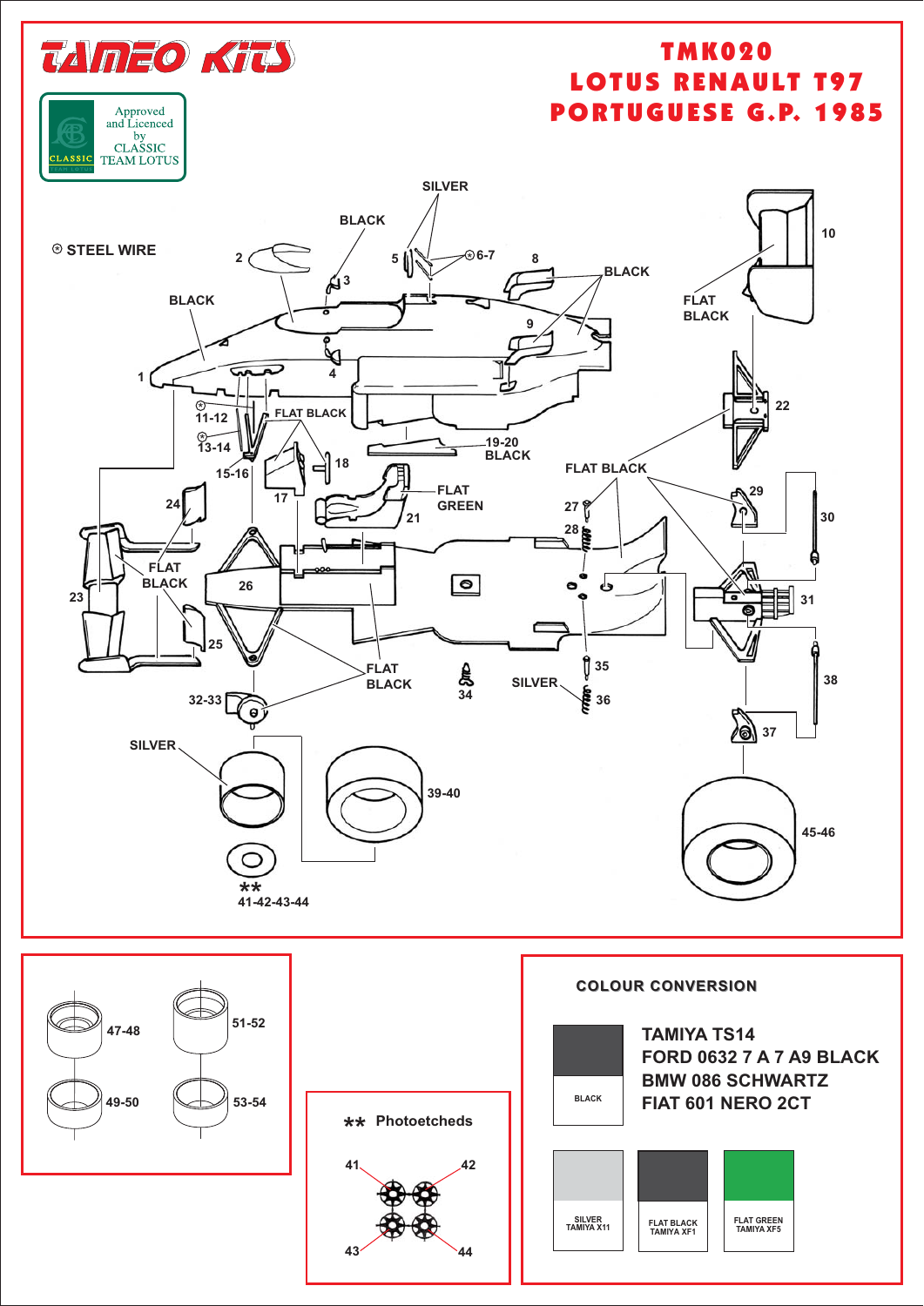# TAMEO KITS

Approved and Licenced by CLASSIC TEAM LOTUS

# TMK020
# LOTUS RENAULT T97
# PORTUGUESE G.P. 1985

⊛ STEEL WIRE

SILVER

BLACK

2 · 3 · 5 · ⊛6-7 · 8 · 10

BLACK

BLACK

FLAT BLACK

9

1 · 4

⊛ 11-12 · FLAT BLACK

⊛ 13-14

15-16 · 18 · 19-20 BLACK

22

FLAT BLACK

24 · 17 · FLAT GREEN · 21

27 · 29 · 30

28

FLAT BLACK

23 · 26 · 31

25

FLAT BLACK

32-33 · 34 · 35 · SILVER · 36 · 38

37

SILVER

39-40

45-46

** 41-42-43-44

47-48 · 51-52

49-50 · 53-54

** Photoetcheds

41 · 42 · 43 · 44

## COLOUR CONVERSION

BLACK: TAMIYA TS14, FORD 0632 7 A 7 A9 BLACK, BMW 086 SCHWARTZ, FIAT 601 NERO 2CT

SILVER: TAMIYA X11

FLAT BLACK: TAMIYA XF1

FLAT GREEN: TAMIYA XF5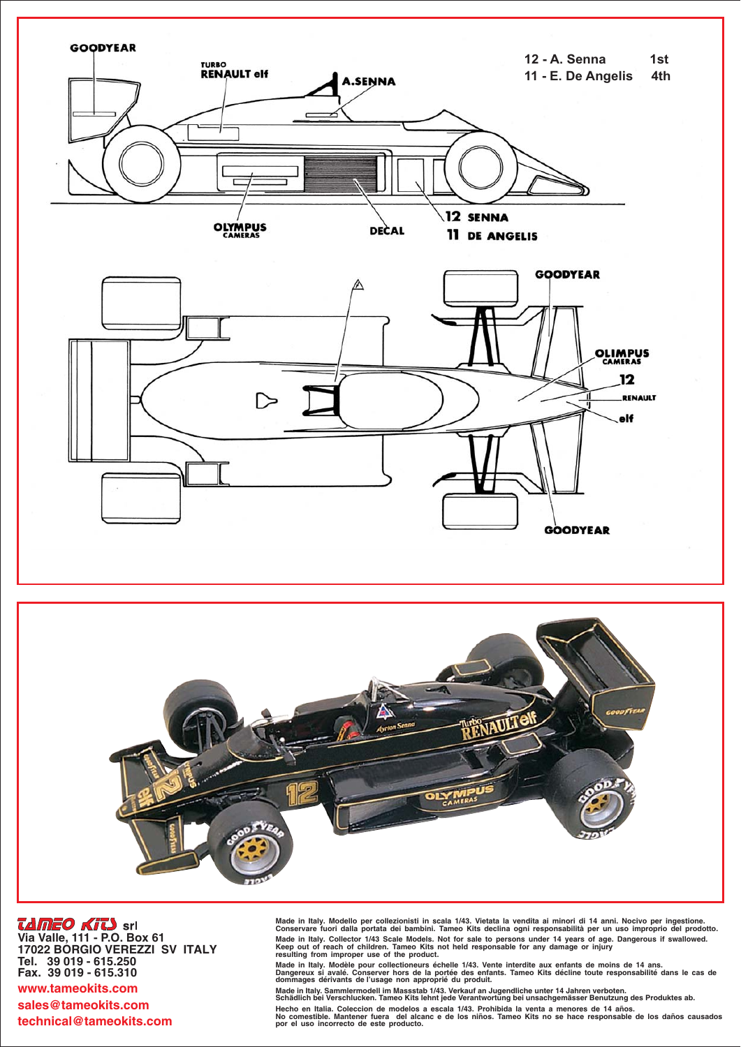12 - A. Senna 1st

11 - E. De Angelis 4th

GOODYEAR

TURBO
RENAULT elf

A.SENNA

OLYMPUS
CAMERAS

DECAL

12 SENNA

11 DE ANGELIS

GOODYEAR

OLIMPUS
CAMERAS

12

RENAULT

elf

GOODYEAR

**TAMEO KITS srl**
Via Valle, 111 - P.O. Box 61
17022 BORGIO VEREZZI SV ITALY
Tel. 39 019 - 615.250
Fax. 39 019 - 615.310
www.tameokits.com
sales@tameokits.com
technical@tameokits.com

Made in Italy. Modello per collezionisti in scala 1/43. Vietata la vendita ai minori di 14 anni. Nocivo per ingestione. Conservare fuori dalla portata dei bambini. Tameo Kits declina ogni responsabilità per un uso improprio del prodotto.

Made in Italy. Collector 1/43 Scale Models. Not for sale to persons under 14 years of age. Dangerous if swallowed. Keep out of reach of children. Tameo Kits not held responsable for any damage or injury resulting from improper use of the product.

Made in Italy. Modèle pour collectioneurs échelle 1/43. Vente interdite aux enfants de moins de 14 ans. Dangereux si avalé. Conserver hors de la portée des enfants. Tameo Kits décline toute responsabilité dans le cas de dommages dérivants de l'usage non approprié du produit.

Made in Italy. Sammlermodell im Massstab 1/43. Verkauf an Jugendliche unter 14 Jahren verboten. Schädlich bei Verschlucken. Tameo Kits lehnt jede Verantwortung bei unsachgemässer Benutzung des Produktes ab.

Hecho en Italia. Coleccion de modelos a escala 1/43. Prohibida la venta a menores de 14 años. No comestible. Mantener fuera del alcanc e de los niños. Tameo Kits no se hace responsable de los daños causados por el uso incorrecto de este producto.